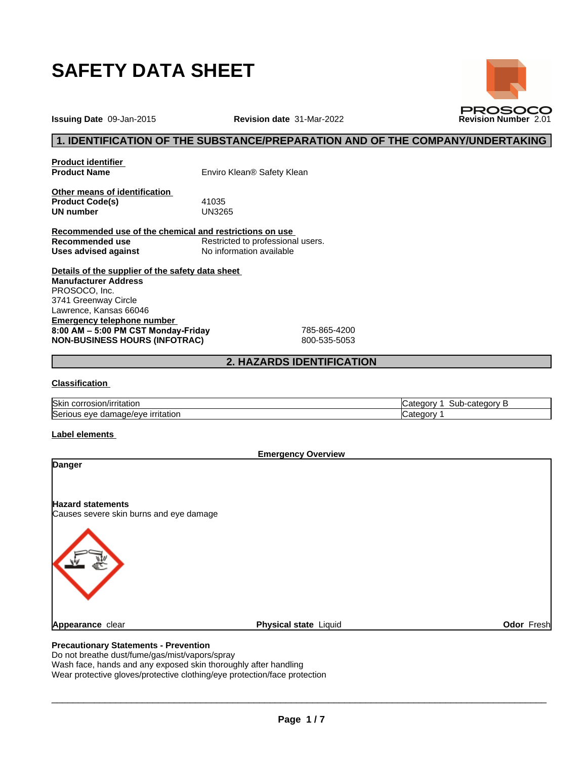# SAFETY DATA SHEET

PROSOCO

**Issuing Date** 09-Jan-2015 **Revision date** 31-Mar-2022 **Revision Number** 2.01

## 1. IDENTIFICATION OF THE SUBSTANCE/PREPARATION AND OF THE COMPANY/UNDERTAKING

**Product identifier**

**Product Name** Enviro Klean® Safety Klean

**Other means of identification**

**Product Code(s)** 41035

**UN number** UN3265

**Recommended use of the chemical and restrictions on use**

**Recommended use** Restricted to professional users.

**Uses advised against** No information available

**Details of the supplier of the safety data sheet**

**Manufacturer Address**
PROSOCO, Inc.
3741 Greenway Circle
Lawrence, Kansas 66046

**Emergency telephone number**

**8:00 AM – 5:00 PM CST Monday-Friday** 785-865-4200

**NON-BUSINESS HOURS (INFOTRAC)** 800-535-5053

## 2. HAZARDS IDENTIFICATION

**Classification**

| | |
|---|---|
| Skin corrosion/irritation | Category 1 Sub-category B |
| Serious eye damage/eye irritation | Category 1 |

**Label elements**

**Emergency Overview**

**Danger**

**Hazard statements**
Causes severe skin burns and eye damage

**Appearance** clear **Physical state** Liquid **Odor** Fresh

**Precautionary Statements - Prevention**
Do not breathe dust/fume/gas/mist/vapors/spray
Wash face, hands and any exposed skin thoroughly after handling
Wear protective gloves/protective clothing/eye protection/face protection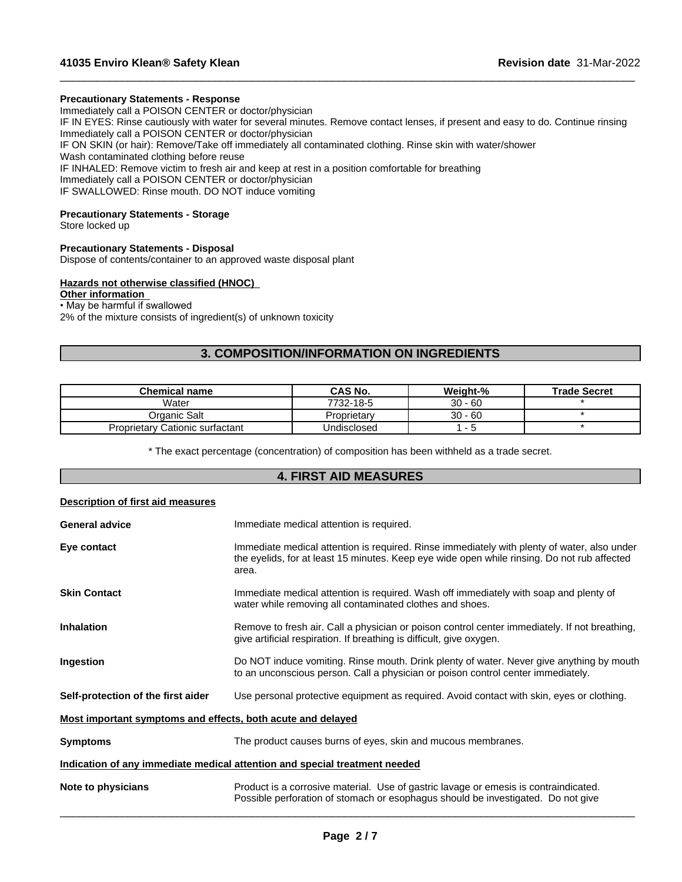**Precautionary Statements - Response**

Immediately call a POISON CENTER or doctor/physician
IF IN EYES: Rinse cautiously with water for several minutes. Remove contact lenses, if present and easy to do. Continue rinsing
Immediately call a POISON CENTER or doctor/physician
IF ON SKIN (or hair): Remove/Take off immediately all contaminated clothing. Rinse skin with water/shower
Wash contaminated clothing before reuse
IF INHALED: Remove victim to fresh air and keep at rest in a position comfortable for breathing
Immediately call a POISON CENTER or doctor/physician
IF SWALLOWED: Rinse mouth. DO NOT induce vomiting

**Precautionary Statements - Storage**

Store locked up

**Precautionary Statements - Disposal**

Dispose of contents/container to an approved waste disposal plant

**Hazards not otherwise classified (HNOC)**

**Other information**

• May be harmful if swallowed
2% of the mixture consists of ingredient(s) of unknown toxicity

## 3. COMPOSITION/INFORMATION ON INGREDIENTS

| Chemical name | CAS No. | Weight-% | Trade Secret |
|---|---|---|---|
| Water | 7732-18-5 | 30 - 60 | * |
| Organic Salt | Proprietary | 30 - 60 | * |
| Proprietary Cationic surfactant | Undisclosed | 1 - 5 | * |

* The exact percentage (concentration) of composition has been withheld as a trade secret.

## 4. FIRST AID MEASURES

**Description of first aid measures**

**General advice**: Immediate medical attention is required.

**Eye contact**: Immediate medical attention is required. Rinse immediately with plenty of water, also under the eyelids, for at least 15 minutes. Keep eye wide open while rinsing. Do not rub affected area.

**Skin Contact**: Immediate medical attention is required. Wash off immediately with soap and plenty of water while removing all contaminated clothes and shoes.

**Inhalation**: Remove to fresh air. Call a physician or poison control center immediately. If not breathing, give artificial respiration. If breathing is difficult, give oxygen.

**Ingestion**: Do NOT induce vomiting. Rinse mouth. Drink plenty of water. Never give anything by mouth to an unconscious person. Call a physician or poison control center immediately.

**Self-protection of the first aider**: Use personal protective equipment as required. Avoid contact with skin, eyes or clothing.

**Most important symptoms and effects, both acute and delayed**

**Symptoms**: The product causes burns of eyes, skin and mucous membranes.

**Indication of any immediate medical attention and special treatment needed**

**Note to physicians**: Product is a corrosive material. Use of gastric lavage or emesis is contraindicated. Possible perforation of stomach or esophagus should be investigated. Do not give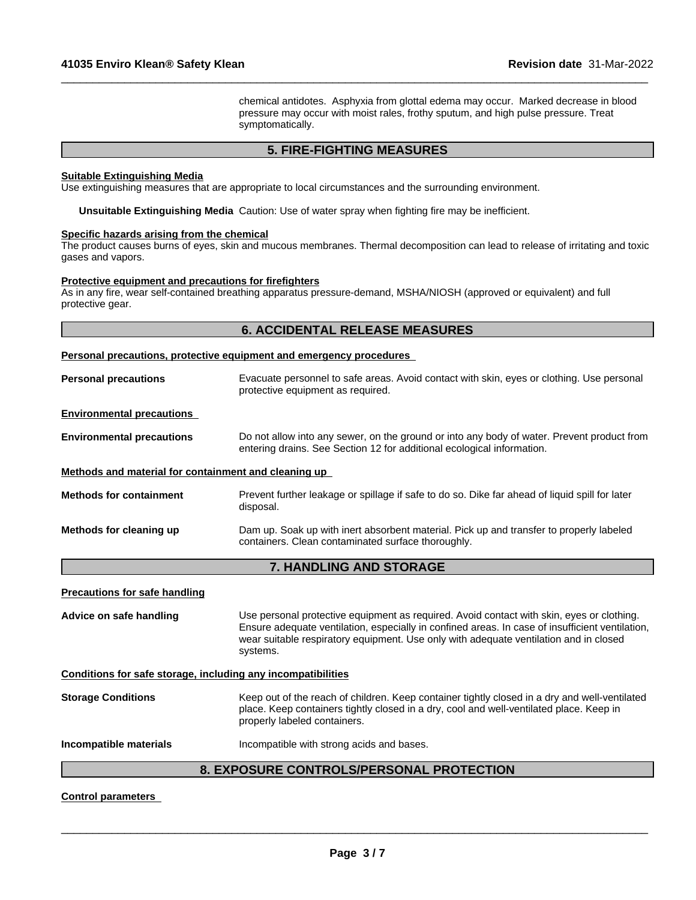chemical antidotes. Asphyxia from glottal edema may occur. Marked decrease in blood pressure may occur with moist rales, frothy sputum, and high pulse pressure. Treat symptomatically.

## 5. FIRE-FIGHTING MEASURES

**Suitable Extinguishing Media**

Use extinguishing measures that are appropriate to local circumstances and the surrounding environment.

**Unsuitable Extinguishing Media** Caution: Use of water spray when fighting fire may be inefficient.

**Specific hazards arising from the chemical**

The product causes burns of eyes, skin and mucous membranes. Thermal decomposition can lead to release of irritating and toxic gases and vapors.

**Protective equipment and precautions for firefighters**

As in any fire, wear self-contained breathing apparatus pressure-demand, MSHA/NIOSH (approved or equivalent) and full protective gear.

## 6. ACCIDENTAL RELEASE MEASURES

**Personal precautions, protective equipment and emergency procedures**

**Personal precautions** Evacuate personnel to safe areas. Avoid contact with skin, eyes or clothing. Use personal protective equipment as required.

**Environmental precautions**

**Environmental precautions** Do not allow into any sewer, on the ground or into any body of water. Prevent product from entering drains. See Section 12 for additional ecological information.

**Methods and material for containment and cleaning up**

**Methods for containment** Prevent further leakage or spillage if safe to do so. Dike far ahead of liquid spill for later disposal.

**Methods for cleaning up** Dam up. Soak up with inert absorbent material. Pick up and transfer to properly labeled containers. Clean contaminated surface thoroughly.

## 7. HANDLING AND STORAGE

**Precautions for safe handling**

**Advice on safe handling** Use personal protective equipment as required. Avoid contact with skin, eyes or clothing. Ensure adequate ventilation, especially in confined areas. In case of insufficient ventilation, wear suitable respiratory equipment. Use only with adequate ventilation and in closed systems.

**Conditions for safe storage, including any incompatibilities**

**Storage Conditions** Keep out of the reach of children. Keep container tightly closed in a dry and well-ventilated place. Keep containers tightly closed in a dry, cool and well-ventilated place. Keep in properly labeled containers.

**Incompatible materials** Incompatible with strong acids and bases.

## 8. EXPOSURE CONTROLS/PERSONAL PROTECTION

**Control parameters**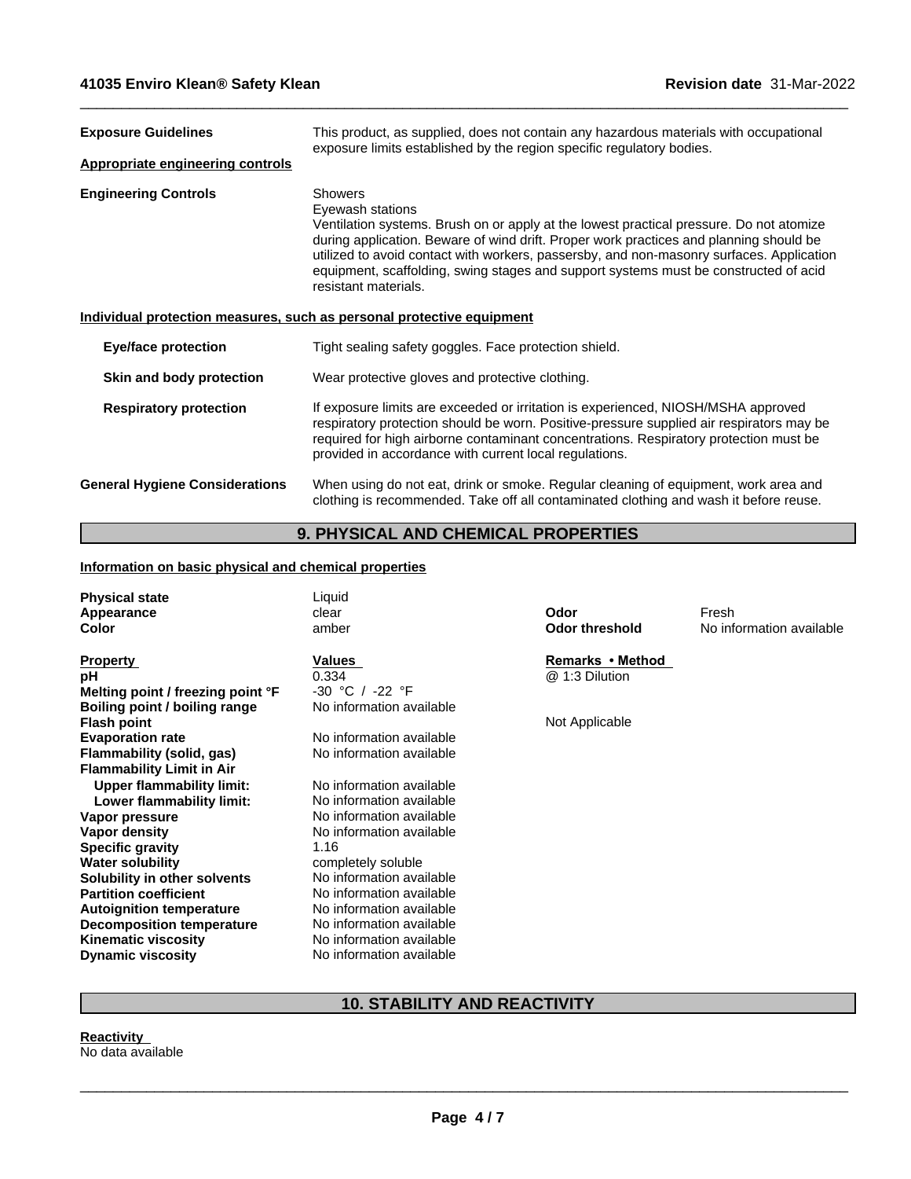**Exposure Guidelines** This product, as supplied, does not contain any hazardous materials with occupational exposure limits established by the region specific regulatory bodies.

**Appropriate engineering controls**

**Engineering Controls**

Showers
Eyewash stations
Ventilation systems. Brush on or apply at the lowest practical pressure. Do not atomize during application. Beware of wind drift. Proper work practices and planning should be utilized to avoid contact with workers, passersby, and non-masonry surfaces. Application equipment, scaffolding, swing stages and support systems must be constructed of acid resistant materials.

**Individual protection measures, such as personal protective equipment**

**Eye/face protection** Tight sealing safety goggles. Face protection shield.

**Skin and body protection** Wear protective gloves and protective clothing.

**Respiratory protection** If exposure limits are exceeded or irritation is experienced, NIOSH/MSHA approved respiratory protection should be worn. Positive-pressure supplied air respirators may be required for high airborne contaminant concentrations. Respiratory protection must be provided in accordance with current local regulations.

**General Hygiene Considerations** When using do not eat, drink or smoke. Regular cleaning of equipment, work area and clothing is recommended. Take off all contaminated clothing and wash it before reuse.

## 9. PHYSICAL AND CHEMICAL PROPERTIES

**Information on basic physical and chemical properties**

| | | | |
|---|---|---|---|
| **Physical state** | Liquid | | |
| **Appearance** | clear | **Odor** | Fresh |
| **Color** | amber | **Odor threshold** | No information available |

| **Property** | **Values** | **Remarks • Method** |
|---|---|---|
| **pH** | 0.334 | @ 1:3 Dilution |
| **Melting point / freezing point °F** | -30 °C / -22 °F | |
| **Boiling point / boiling range** | No information available | |
| **Flash point** | | Not Applicable |
| **Evaporation rate** | No information available | |
| **Flammability (solid, gas)** | No information available | |
| **Flammability Limit in Air** | | |
| **Upper flammability limit:** | No information available | |
| **Lower flammability limit:** | No information available | |
| **Vapor pressure** | No information available | |
| **Vapor density** | No information available | |
| **Specific gravity** | 1.16 | |
| **Water solubility** | completely soluble | |
| **Solubility in other solvents** | No information available | |
| **Partition coefficient** | No information available | |
| **Autoignition temperature** | No information available | |
| **Decomposition temperature** | No information available | |
| **Kinematic viscosity** | No information available | |
| **Dynamic viscosity** | No information available | |

## 10. STABILITY AND REACTIVITY

**Reactivity**
No data available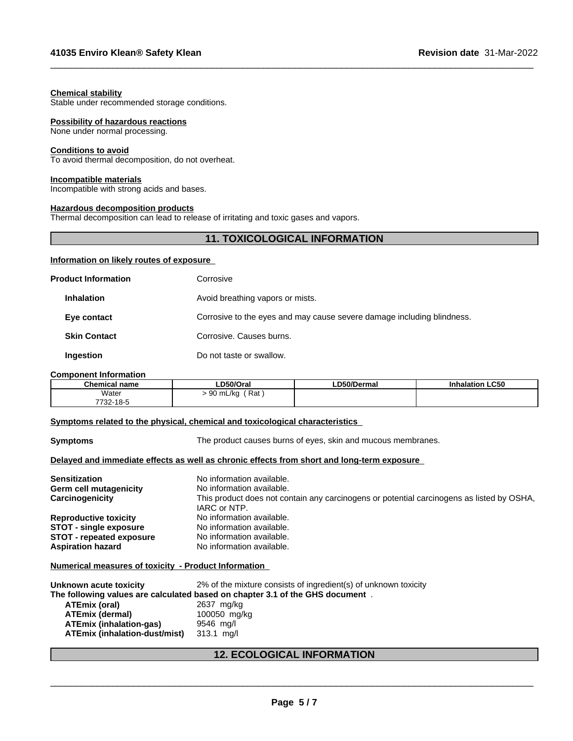**Chemical stability**
Stable under recommended storage conditions.

**Possibility of hazardous reactions**
None under normal processing.

**Conditions to avoid**
To avoid thermal decomposition, do not overheat.

**Incompatible materials**
Incompatible with strong acids and bases.

**Hazardous decomposition products**
Thermal decomposition can lead to release of irritating and toxic gases and vapors.

## 11. TOXICOLOGICAL INFORMATION

**Information on likely routes of exposure**

**Product Information** Corrosive

**Inhalation** Avoid breathing vapors or mists.

**Eye contact** Corrosive to the eyes and may cause severe damage including blindness.

**Skin Contact** Corrosive. Causes burns.

**Ingestion** Do not taste or swallow.

**Component Information**

| Chemical name | LD50/Oral | LD50/Dermal | Inhalation LC50 |
|---|---|---|---|
| Water 7732-18-5 | > 90 mL/kg ( Rat ) | | |

**Symptoms related to the physical, chemical and toxicological characteristics**

**Symptoms** The product causes burns of eyes, skin and mucous membranes.

**Delayed and immediate effects as well as chronic effects from short and long-term exposure**

**Sensitization** No information available.
**Germ cell mutagenicity** No information available.
**Carcinogenicity** This product does not contain any carcinogens or potential carcinogens as listed by OSHA, IARC or NTP.
**Reproductive toxicity** No information available.
**STOT - single exposure** No information available.
**STOT - repeated exposure** No information available.
**Aspiration hazard** No information available.

**Numerical measures of toxicity - Product Information**

**Unknown acute toxicity** 2% of the mixture consists of ingredient(s) of unknown toxicity
**The following values are calculated based on chapter 3.1 of the GHS document** .
**ATEmix (oral)** 2637 mg/kg
**ATEmix (dermal)** 100050 mg/kg
**ATEmix (inhalation-gas)** 9546 mg/l
**ATEmix (inhalation-dust/mist)** 313.1 mg/l

## 12. ECOLOGICAL INFORMATION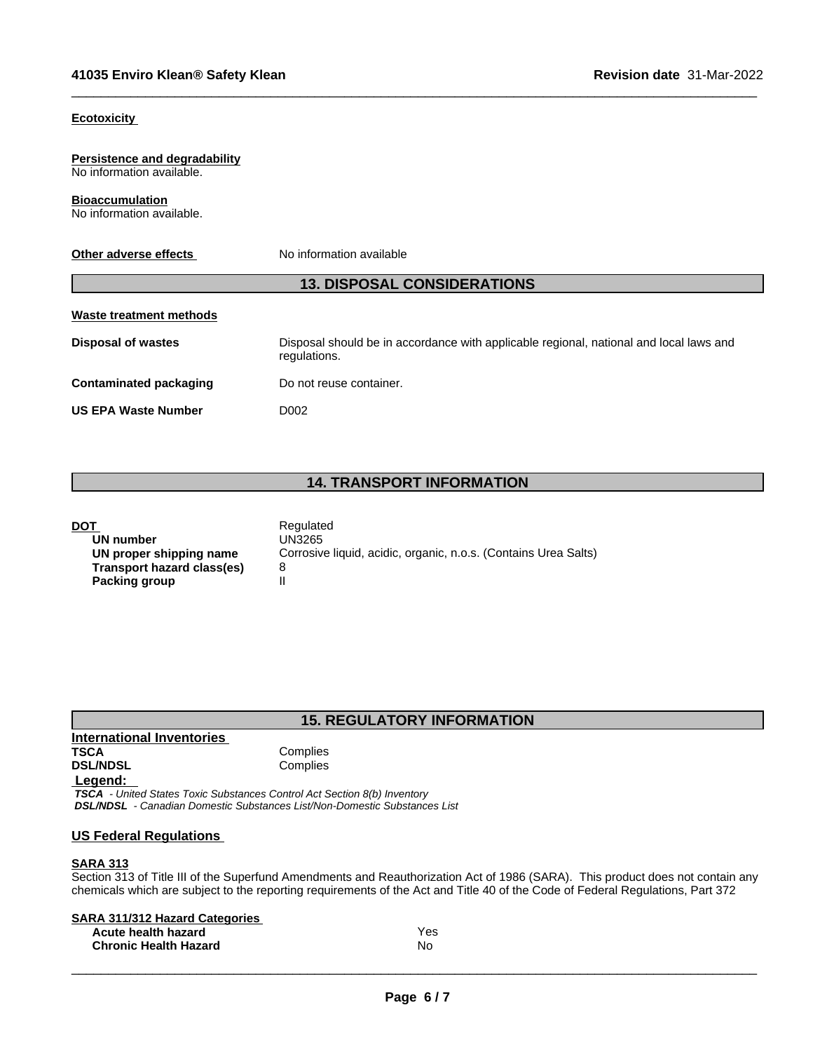**Ecotoxicity**

**Persistence and degradability**
No information available.

**Bioaccumulation**
No information available.

**Other adverse effects** No information available

## 13. DISPOSAL CONSIDERATIONS

**Waste treatment methods**

| | |
|---|---|
| **Disposal of wastes** | Disposal should be in accordance with applicable regional, national and local laws and regulations. |
| **Contaminated packaging** | Do not reuse container. |
| **US EPA Waste Number** | D002 |

## 14. TRANSPORT INFORMATION

| | |
|---|---|
| **DOT** | Regulated |
| **UN number** | UN3265 |
| **UN proper shipping name** | Corrosive liquid, acidic, organic, n.o.s. (Contains Urea Salts) |
| **Transport hazard class(es)** | 8 |
| **Packing group** | II |

## 15. REGULATORY INFORMATION

**International Inventories**

| | |
|---|---|
| **TSCA** | Complies |
| **DSL/NDSL** | Complies |

**Legend:**
***TSCA*** *- United States Toxic Substances Control Act Section 8(b) Inventory*
***DSL/NDSL*** *- Canadian Domestic Substances List/Non-Domestic Substances List*

**US Federal Regulations**

**SARA 313**
Section 313 of Title III of the Superfund Amendments and Reauthorization Act of 1986 (SARA). This product does not contain any chemicals which are subject to the reporting requirements of the Act and Title 40 of the Code of Federal Regulations, Part 372

**SARA 311/312 Hazard Categories**

| | |
|---|---|
| **Acute health hazard** | Yes |
| **Chronic Health Hazard** | No |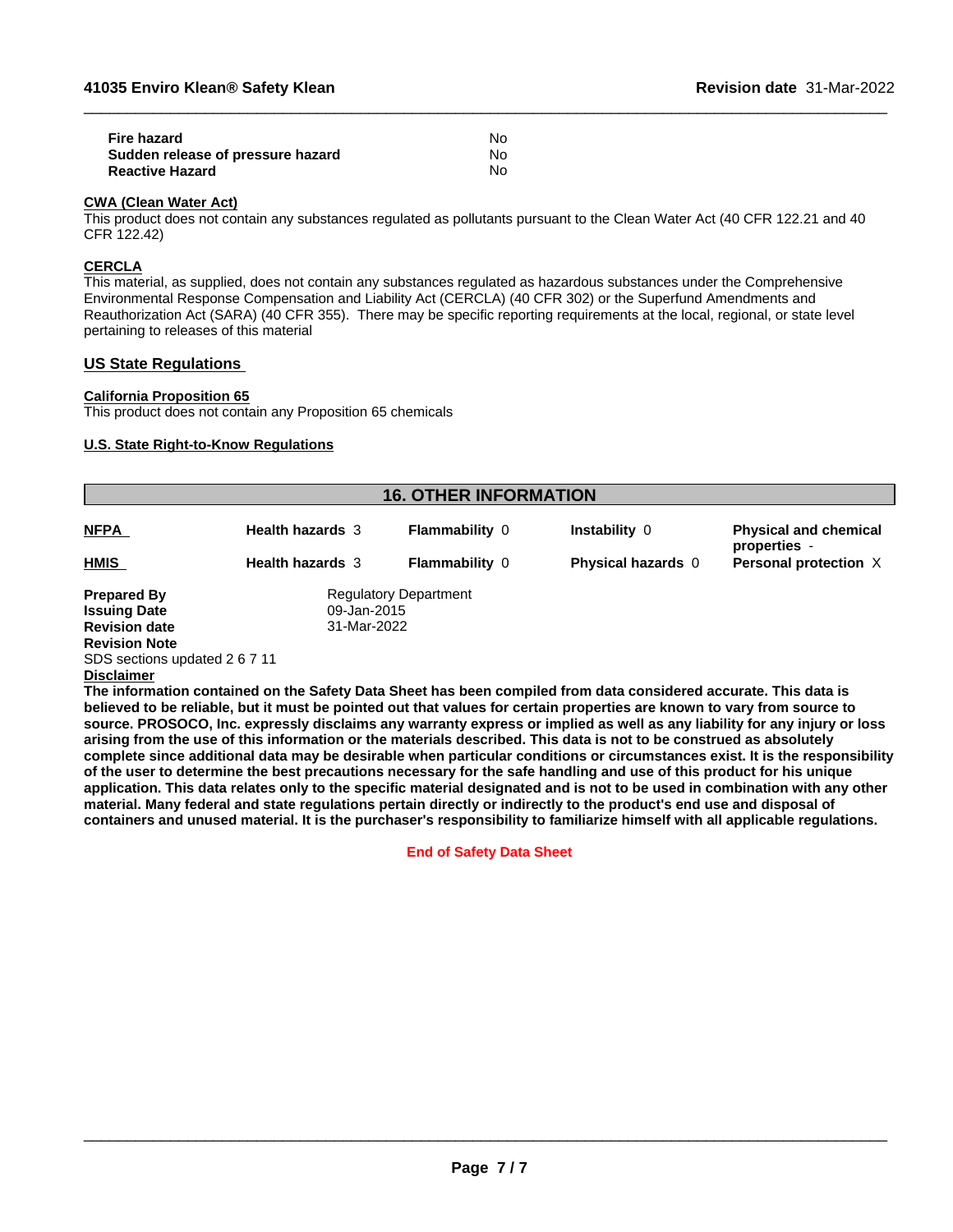| | |
|---|---|
| **Fire hazard** | No |
| **Sudden release of pressure hazard** | No |
| **Reactive Hazard** | No |

**CWA (Clean Water Act)**

This product does not contain any substances regulated as pollutants pursuant to the Clean Water Act (40 CFR 122.21 and 40 CFR 122.42)

**CERCLA**

This material, as supplied, does not contain any substances regulated as hazardous substances under the Comprehensive Environmental Response Compensation and Liability Act (CERCLA) (40 CFR 302) or the Superfund Amendments and Reauthorization Act (SARA) (40 CFR 355). There may be specific reporting requirements at the local, regional, or state level pertaining to releases of this material

### US State Regulations

**California Proposition 65**

This product does not contain any Proposition 65 chemicals

**U.S. State Right-to-Know Regulations**

## 16. OTHER INFORMATION

| | | | | |
|---|---|---|---|---|
| **NFPA** | **Health hazards** 3 | **Flammability** 0 | **Instability** 0 | **Physical and chemical properties** - |
| **HMIS** | **Health hazards** 3 | **Flammability** 0 | **Physical hazards** 0 | **Personal protection** X |

| | |
|---|---|
| **Prepared By** | Regulatory Department |
| **Issuing Date** | 09-Jan-2015 |
| **Revision date** | 31-Mar-2022 |

**Revision Note**

SDS sections updated 2 6 7 11

**Disclaimer**

**The information contained on the Safety Data Sheet has been compiled from data considered accurate. This data is believed to be reliable, but it must be pointed out that values for certain properties are known to vary from source to source. PROSOCO, Inc. expressly disclaims any warranty express or implied as well as any liability for any injury or loss arising from the use of this information or the materials described. This data is not to be construed as absolutely complete since additional data may be desirable when particular conditions or circumstances exist. It is the responsibility of the user to determine the best precautions necessary for the safe handling and use of this product for his unique application. This data relates only to the specific material designated and is not to be used in combination with any other material. Many federal and state regulations pertain directly or indirectly to the product's end use and disposal of containers and unused material. It is the purchaser's responsibility to familiarize himself with all applicable regulations.**

**End of Safety Data Sheet**